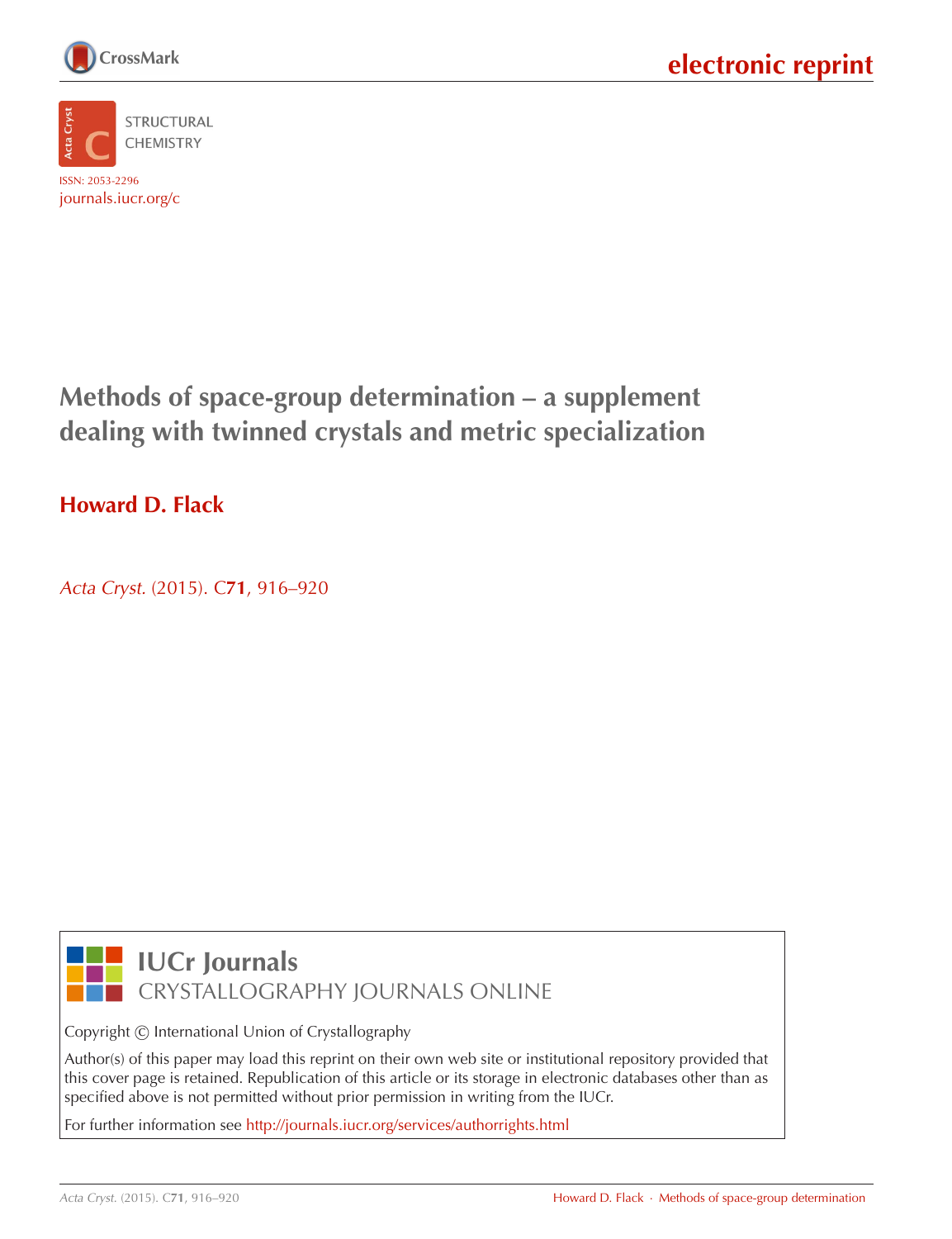electronic reprint

STRUCTURAL CHEMISTRY

ISSN: 2053-2296
journals.iucr.org/c

# Methods of space-group determination – a supplement dealing with twinned crystals and metric specialization

**Howard D. Flack**

*Acta Cryst.* (2015). C**71**, 916–920

**IUCr Journals**
CRYSTALLOGRAPHY JOURNALS ONLINE

Copyright © International Union of Crystallography

Author(s) of this paper may load this reprint on their own web site or institutional repository provided that this cover page is retained. Republication of this article or its storage in electronic databases other than as specified above is not permitted without prior permission in writing from the IUCr.

For further information see http://journals.iucr.org/services/authorrights.html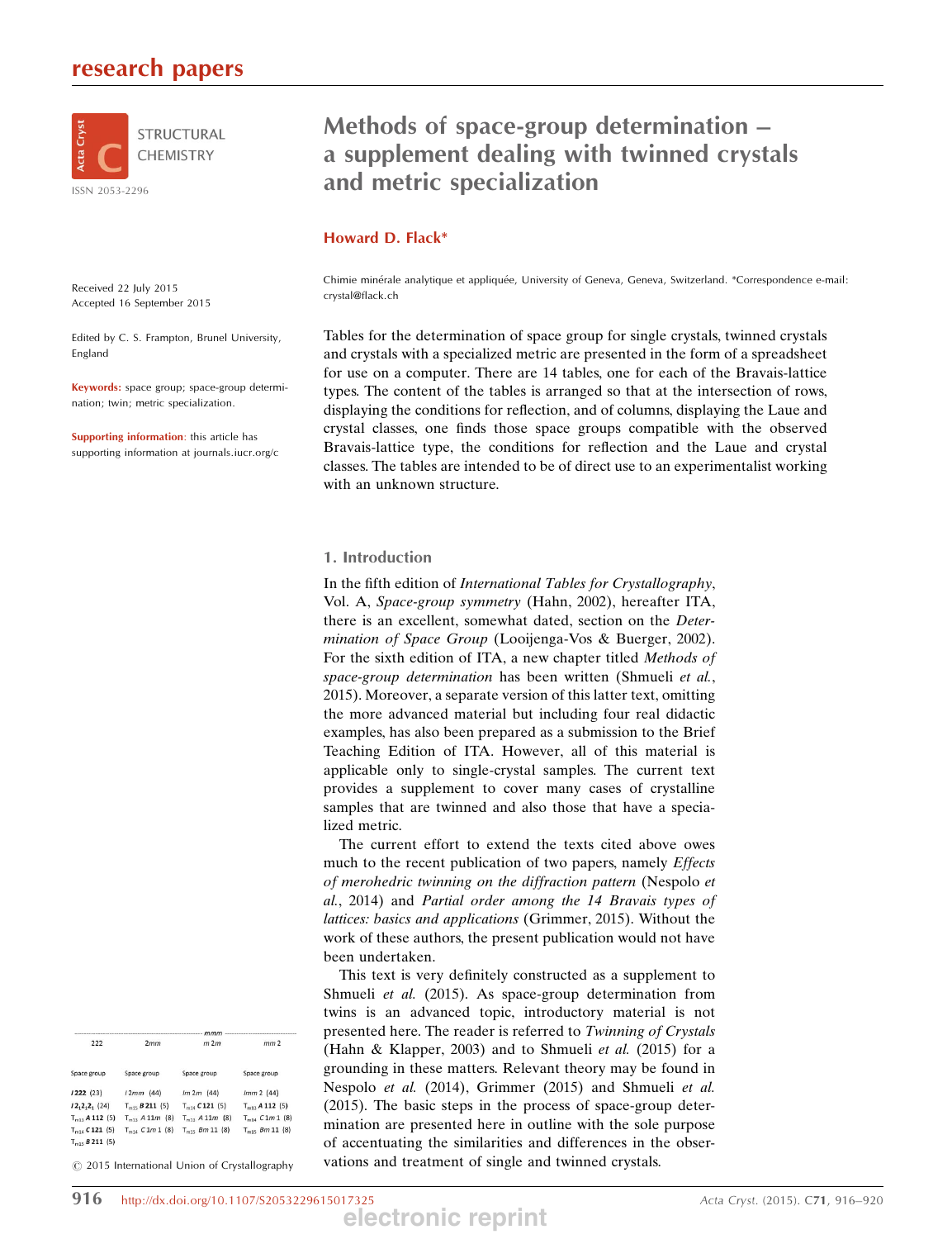# Methods of space-group determination – a supplement dealing with twinned crystals and metric specialization

**Howard D. Flack***

Chimie minérale analytique et appliquée, University of Geneva, Geneva, Switzerland. *Correspondence e-mail: crystal@flack.ch

Received 22 July 2015
Accepted 16 September 2015

Edited by C. S. Frampton, Brunel University, England

**Keywords:** space group; space-group determination; twin; metric specialization.

**Supporting information**: this article has supporting information at journals.iucr.org/c

| 222 | 2*mm* | *m*2*m* | *mm*2 |
|---|---|---|---|
| Space group | Space group | Space group | Space group |
| ***I*222** (23) | *I*2*mm* (44) | *Im*2*m* (44) | *Imm*2 (44) |
| ***I*2$_1$2$_1$2$_1$** (24) | $T_{m15}$ ***B*211** (5) | $T_{m14}$ ***C*121** (5) | $T_{m13}$ ***A*112** (5) |
| $T_{m13}$ ***A*112** (5) | $T_{m13}$ *A*11*m* (8) | $T_{m13}$ *A*11*m* (8) | $T_{m14}$ *C*1*m*1 (8) |
| $T_{m14}$ ***C*121** (5) | $T_{m14}$ *C*1*m*1 (8) | $T_{m15}$ *Bm*11 (8) | $T_{m15}$ *Bm*11 (8) |
| $T_{m15}$ ***B*211** (5) | | | |

© 2015 International Union of Crystallography

Tables for the determination of space group for single crystals, twinned crystals and crystals with a specialized metric are presented in the form of a spreadsheet for use on a computer. There are 14 tables, one for each of the Bravais-lattice types. The content of the tables is arranged so that at the intersection of rows, displaying the conditions for reflection, and of columns, displaying the Laue and crystal classes, one finds those space groups compatible with the observed Bravais-lattice type, the conditions for reflection and the Laue and crystal classes. The tables are intended to be of direct use to an experimentalist working with an unknown structure.

## 1. Introduction

In the fifth edition of *International Tables for Crystallography*, Vol. A, *Space-group symmetry* (Hahn, 2002), hereafter ITA, there is an excellent, somewhat dated, section on the *Determination of Space Group* (Looijenga-Vos & Buerger, 2002). For the sixth edition of ITA, a new chapter titled *Methods of space-group determination* has been written (Shmueli *et al.*, 2015). Moreover, a separate version of this latter text, omitting the more advanced material but including four real didactic examples, has also been prepared as a submission to the Brief Teaching Edition of ITA. However, all of this material is applicable only to single-crystal samples. The current text provides a supplement to cover many cases of crystalline samples that are twinned and also those that have a specialized metric.

The current effort to extend the texts cited above owes much to the recent publication of two papers, namely *Effects of merohedric twinning on the diffraction pattern* (Nespolo *et al.*, 2014) and *Partial order among the 14 Bravais types of lattices: basics and applications* (Grimmer, 2015). Without the work of these authors, the present publication would not have been undertaken.

This text is very definitely constructed as a supplement to Shmueli *et al.* (2015). As space-group determination from twins is an advanced topic, introductory material is not presented here. The reader is referred to *Twinning of Crystals* (Hahn & Klapper, 2003) and to Shmueli *et al.* (2015) for a grounding in these matters. Relevant theory may be found in Nespolo *et al.* (2014), Grimmer (2015) and Shmueli *et al.* (2015). The basic steps in the process of space-group determination are presented here in outline with the sole purpose of accentuating the similarities and differences in the observations and treatment of single and twinned crystals.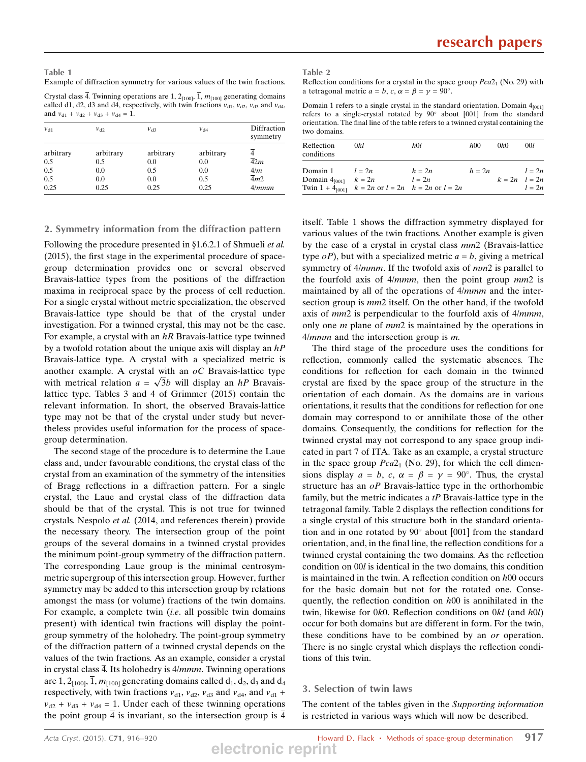**Table 1**
Example of diffraction symmetry for various values of the twin fractions.

Crystal class $\bar{4}$. Twinning operations are 1, $2_{[100]}$, $\bar{1}$, $m_{[100]}$ generating domains called d1, d2, d3 and d4, respectively, with twin fractions $v_{d1}$, $v_{d2}$, $v_{d3}$ and $v_{d4}$, and $v_{d1} + v_{d2} + v_{d3} + v_{d4} = 1$.

| $v_{d1}$ | $v_{d2}$ | $v_{d3}$ | $v_{d4}$ | Diffraction symmetry |
|---|---|---|---|---|
| arbitrary | arbitrary | arbitrary | arbitrary | $\bar{4}$ |
| 0.5 | 0.5 | 0.0 | 0.0 | $\bar{4}2m$ |
| 0.5 | 0.0 | 0.5 | 0.0 | $4/m$ |
| 0.5 | 0.0 | 0.0 | 0.5 | $\bar{4}m2$ |
| 0.25 | 0.25 | 0.25 | 0.25 | $4/mmm$ |

**Table 2**
Reflection conditions for a crystal in the space group $Pca2_1$ (No. 29) with a tetragonal metric $a = b$, $c$, $\alpha = \beta = \gamma = 90°$.

Domain 1 refers to a single crystal in the standard orientation. Domain $4_{[001]}$ refers to a single-crystal rotated by 90° about [001] from the standard orientation. The final line of the table refers to a twinned crystal containing the two domains.

| Reflection conditions | $0kl$ | $h0l$ | $h00$ | $0k0$ | $00l$ |
|---|---|---|---|---|---|
| Domain 1 | $l = 2n$ | $h = 2n$ | $h = 2n$ | | $l = 2n$ |
| Domain $4_{[001]}$ | $k = 2n$ | $l = 2n$ | | $k = 2n$ | $l = 2n$ |
| Twin 1 + $4_{[001]}$ | $k = 2n$ or $l = 2n$ | $h = 2n$ or $l = 2n$ | | | $l = 2n$ |

## 2. Symmetry information from the diffraction pattern

Following the procedure presented in §1.6.2.1 of Shmueli *et al.* (2015), the first stage in the experimental procedure of space-group determination provides one or several observed Bravais-lattice types from the positions of the diffraction maxima in reciprocal space by the process of cell reduction. For a single crystal without metric specialization, the observed Bravais-lattice type should be that of the crystal under investigation. For a twinned crystal, this may not be the case. For example, a crystal with an *hR* Bravais-lattice type twinned by a twofold rotation about the unique axis will display an *hP* Bravais-lattice type. A crystal with a specialized metric is another example. A crystal with an *oC* Bravais-lattice type with metrical relation $a = \sqrt{3}b$ will display an *hP* Bravais-lattice type. Tables 3 and 4 of Grimmer (2015) contain the relevant information. In short, the observed Bravais-lattice type may not be that of the crystal under study but nevertheless provides useful information for the process of space-group determination.

The second stage of the procedure is to determine the Laue class and, under favourable conditions, the crystal class of the crystal from an examination of the symmetry of the intensities of Bragg reflections in a diffraction pattern. For a single crystal, the Laue and crystal class of the diffraction data should be that of the crystal. This is not true for twinned crystals. Nespolo *et al.* (2014, and references therein) provide the necessary theory. The intersection group of the point groups of the several domains in a twinned crystal provides the minimum point-group symmetry of the diffraction pattern. The corresponding Laue group is the minimal centrosymmetric supergroup of this intersection group. However, further symmetry may be added to this intersection group by relations amongst the mass (or volume) fractions of the twin domains. For example, a complete twin (*i.e.* all possible twin domains present) with identical twin fractions will display the point-group symmetry of the holohedry. The point-group symmetry of the diffraction pattern of a twinned crystal depends on the values of the twin fractions. As an example, consider a crystal in crystal class $\bar{4}$. Its holohedry is $4/mmm$. Twinning operations are 1, $2_{[100]}$, $\bar{1}$, $m_{[100]}$ generating domains called $d_1$, $d_2$, $d_3$ and $d_4$ respectively, with twin fractions $v_{d1}$, $v_{d2}$, $v_{d3}$ and $v_{d4}$, and $v_{d1} + v_{d2} + v_{d3} + v_{d4} = 1$. Under each of these twinning operations the point group $\bar{4}$ is invariant, so the intersection group is $\bar{4}$ itself. Table 1 shows the diffraction symmetry displayed for various values of the twin fractions. Another example is given by the case of a crystal in crystal class $mm2$ (Bravais-lattice type *oP*), but with a specialized metric $a = b$, giving a metrical symmetry of $4/mmm$. If the twofold axis of $mm2$ is parallel to the fourfold axis of $4/mmm$, then the point group $mm2$ is maintained by all of the operations of $4/mmm$ and the intersection group is $mm2$ itself. On the other hand, if the twofold axis of $mm2$ is perpendicular to the fourfold axis of $4/mmm$, only one $m$ plane of $mm2$ is maintained by the operations in $4/mmm$ and the intersection group is $m$.

The third stage of the procedure uses the conditions for reflection, commonly called the systematic absences. The conditions for reflection for each domain in the twinned crystal are fixed by the space group of the structure in the orientation of each domain. As the domains are in various orientations, it results that the conditions for reflection for one domain may correspond to or annihilate those of the other domains. Consequently, the conditions for reflection for the twinned crystal may not correspond to any space group indicated in part 7 of ITA. Take as an example, a crystal structure in the space group $Pca2_1$ (No. 29), for which the cell dimensions display $a = b$, $c$, $\alpha = \beta = \gamma = 90°$. Thus, the crystal structure has an *oP* Bravais-lattice type in the orthorhombic family, but the metric indicates a *tP* Bravais-lattice type in the tetragonal family. Table 2 displays the reflection conditions for a single crystal of this structure both in the standard orientation and in one rotated by 90° about [001] from the standard orientation, and, in the final line, the reflection conditions for a twinned crystal containing the two domains. As the reflection condition on $00l$ is identical in the two domains, this condition is maintained in the twin. A reflection condition on $h00$ occurs for the basic domain but not for the rotated one. Consequently, the reflection condition on $h00$ is annihilated in the twin, likewise for $0k0$. Reflection conditions on $0kl$ (and $h0l$) occur for both domains but are different in form. For the twin, these conditions have to be combined by an *or* operation. There is no single crystal which displays the reflection conditions of this twin.

## 3. Selection of twin laws

The content of the tables given in the *Supporting information* is restricted in various ways which will now be described.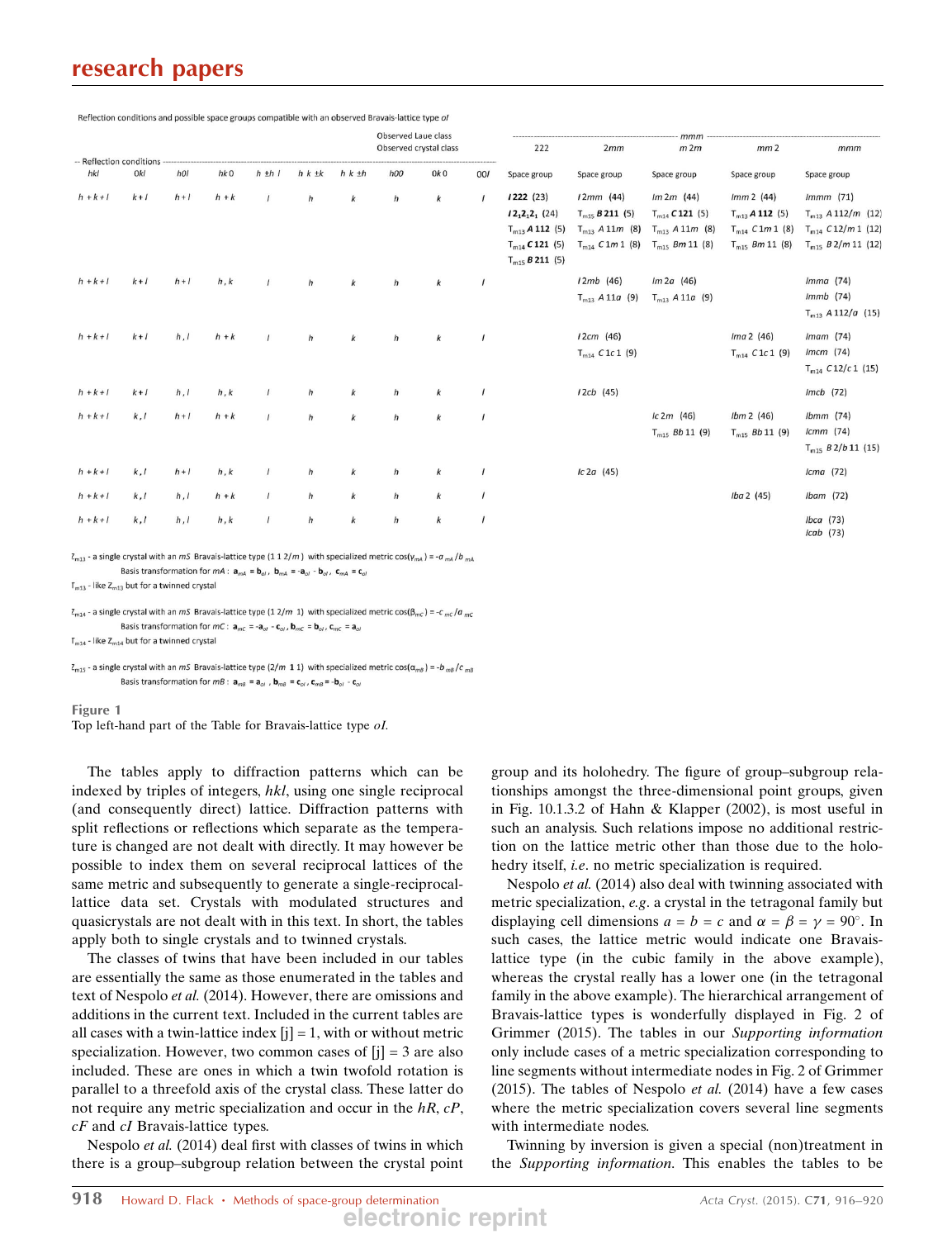Reflection conditions and possible space groups compatible with an observed Bravais-lattice type *oI*

| Reflection conditions | | | | | | | | | | Observed Laue class / Observed crystal class | *mmm* | | | | |
|---|---|---|---|---|---|---|---|---|---|---|---|---|---|---|---|
| *hkl* | 0*kl* | *h*0*l* | *hk*0 | *h* ±*h l* | *h k* ±*k* | *h k* ±*h* | *h*00 | 0*k*0 | 00*l* | | 222 | 2*mm* | *m*2*m* | *mm*2 | *mmm* |
| | | | | | | | | | | | Space group | Space group | Space group | Space group | Space group |
| *h* + *k* + *l* | *k* + *l* | *h* + *l* | *h* + *k* | *l* | *h* | *k* | *h* | *k* | *l* | | **I222** (23)<br>**$I2_12_12_1$** (24)<br>$T_{m13}$ ***A*112** (5)<br>$T_{m14}$ ***C*121** (5)<br>$T_{m15}$ ***B*211** (5) | *I*2*mm* (44)<br>$T_{m15}$ ***B*211** (5)<br>$T_{m13}$ *A*11*m* (8)<br>$T_{m14}$ *C*1*m*1 (8) | *Im*2*m* (44)<br>$T_{m14}$ ***C*121** (5)<br>$T_{m13}$ *A*11*m* (8)<br>$T_{m15}$ *Bm*11 (8) | *Imm*2 (44)<br>$T_{m13}$ ***A*112** (5)<br>$T_{m14}$ *C*1*m*1 (8)<br>$T_{m15}$ *Bm*11 (8) | *Immm* (71)<br>$T_{m13}$ *A*112/*m* (12)<br>$T_{m14}$ *C*12/*m*1 (12)<br>$T_{m15}$ *B*2/*m*11 (12) |
| *h* + *k* + *l* | *k* + *l* | *h* + *l* | *h*, *k* | *l* | *h* | *k* | *h* | *k* | *l* | | | *I*2*mb* (46)<br>$T_{m13}$ *A*11*a* (9) | *Im*2*a* (46)<br>$T_{m13}$ *A*11*a* (9) | | *Imma* (74)<br>*Immb* (74)<br>$T_{m13}$ *A*112/*a* (15) |
| *h* + *k* + *l* | *k* + *l* | *h*, *l* | *h* + *k* | *l* | *h* | *k* | *h* | *k* | *l* | | | *I*2*cm* (46)<br>$T_{m14}$ *C*1*c*1 (9) | | *Ima*2 (46)<br>$T_{m14}$ *C*1*c*1 (9) | *Imam* (74)<br>*Imcm* (74)<br>$T_{m14}$ *C*12/*c*1 (15) |
| *h* + *k* + *l* | *k* + *l* | *h*, *l* | *h*, *k* | *l* | *h* | *k* | *h* | *k* | *l* | | | *I*2*cb* (45) | | | *Imcb* (72) |
| *h* + *k* + *l* | *k*, *l* | *h* + *l* | *h* + *k* | *l* | *h* | *k* | *h* | *k* | *l* | | | | *Ic*2*m* (46)<br>$T_{m15}$ *Bb*11 (9) | *Ibm*2 (46)<br>$T_{m15}$ *Bb*11 (9) | *Ibmm* (74)<br>*Icmm* (74)<br>$T_{m15}$ *B*2/*b*11 (15) |
| *h* + *k* + *l* | *k*, *l* | *h* + *l* | *h*, *k* | *l* | *h* | *k* | *h* | *k* | *l* | | | | *Ic*2*a* (45) | | *Icma* (72) |
| *h* + *k* + *l* | *k*, *l* | *h*, *l* | *h* + *k* | *l* | *h* | *k* | *h* | *k* | *l* | | | | | *Iba*2 (45) | *Ibam* (72) |
| *h* + *k* + *l* | *k*, *l* | *h*, *l* | *h*, *k* | *l* | *h* | *k* | *h* | *k* | *l* | | | | | | *Ibca* (73)<br>*Icab* (73) |

$Z_{m13}$ - a single crystal with an *mS* Bravais-lattice type (1 1 2/*m* ) with specialized metric $\cos(\gamma_{mA}) = -a_{mA}/b_{mA}$
Basis transformation for *mA* : $\mathbf{a}_{mA} = \mathbf{b}_{oI}$, $\mathbf{b}_{mA} = -\mathbf{a}_{oI} - \mathbf{b}_{oI}$, $\mathbf{c}_{mA} = \mathbf{c}_{oI}$
$T_{m13}$ - like $Z_{m13}$ but for a twinned crystal

$Z_{m14}$ - a single crystal with an *mS* Bravais-lattice type (1 2/*m* 1) with specialized metric $\cos(\beta_{mC}) = -c_{mC}/a_{mC}$
Basis transformation for *mC* : $\mathbf{a}_{mC} = -\mathbf{a}_{oI} - \mathbf{c}_{oI}$, $\mathbf{b}_{mC} = \mathbf{b}_{oI}$, $\mathbf{c}_{mC} = \mathbf{a}_{oI}$
$T_{m14}$ - like $Z_{m14}$ but for a twinned crystal

$Z_{m15}$ - a single crystal with an *mS* Bravais-lattice type (2/*m* 1 1) with specialized metric $\cos(\alpha_{mB}) = -b_{mB}/c_{mB}$
Basis transformation for *mB* : $\mathbf{a}_{mB} = \mathbf{a}_{oI}$, $\mathbf{b}_{mB} = \mathbf{c}_{oI}$, $\mathbf{c}_{mB} = -\mathbf{b}_{oI} - \mathbf{c}_{oI}$

**Figure 1**
Top left-hand part of the Table for Bravais-lattice type *oI*.

The tables apply to diffraction patterns which can be indexed by triples of integers, *hkl*, using one single reciprocal (and consequently direct) lattice. Diffraction patterns with split reflections or reflections which separate as the temperature is changed are not dealt with directly. It may however be possible to index them on several reciprocal lattices of the same metric and subsequently to generate a single-reciprocal-lattice data set. Crystals with modulated structures and quasicrystals are not dealt with in this text. In short, the tables apply both to single crystals and to twinned crystals.

The classes of twins that have been included in our tables are essentially the same as those enumerated in the tables and text of Nespolo *et al.* (2014). However, there are omissions and additions in the current text. Included in the current tables are all cases with a twin-lattice index [j] = 1, with or without metric specialization. However, two common cases of [j] = 3 are also included. These are ones in which a twin twofold rotation is parallel to a threefold axis of the crystal class. These latter do not require any metric specialization and occur in the *hR*, *cP*, *cF* and *cI* Bravais-lattice types.

Nespolo *et al.* (2014) deal first with classes of twins in which there is a group–subgroup relation between the crystal point group and its holohedry. The figure of group–subgroup relationships amongst the three-dimensional point groups, given in Fig. 10.1.3.2 of Hahn & Klapper (2002), is most useful in such an analysis. Such relations impose no additional restriction on the lattice metric other than those due to the holohedry itself, *i.e.* no metric specialization is required.

Nespolo *et al.* (2014) also deal with twinning associated with metric specialization, *e.g.* a crystal in the tetragonal family but displaying cell dimensions $a = b = c$ and $\alpha = \beta = \gamma = 90°$. In such cases, the lattice metric would indicate one Bravais-lattice type (in the cubic family in the above example), whereas the crystal really has a lower one (in the tetragonal family in the above example). The hierarchical arrangement of Bravais-lattice types is wonderfully displayed in Fig. 2 of Grimmer (2015). The tables in our *Supporting information* only include cases of a metric specialization corresponding to line segments without intermediate nodes in Fig. 2 of Grimmer (2015). The tables of Nespolo *et al.* (2014) have a few cases where the metric specialization covers several line segments with intermediate nodes.

Twinning by inversion is given a special (non)treatment in the *Supporting information*. This enables the tables to be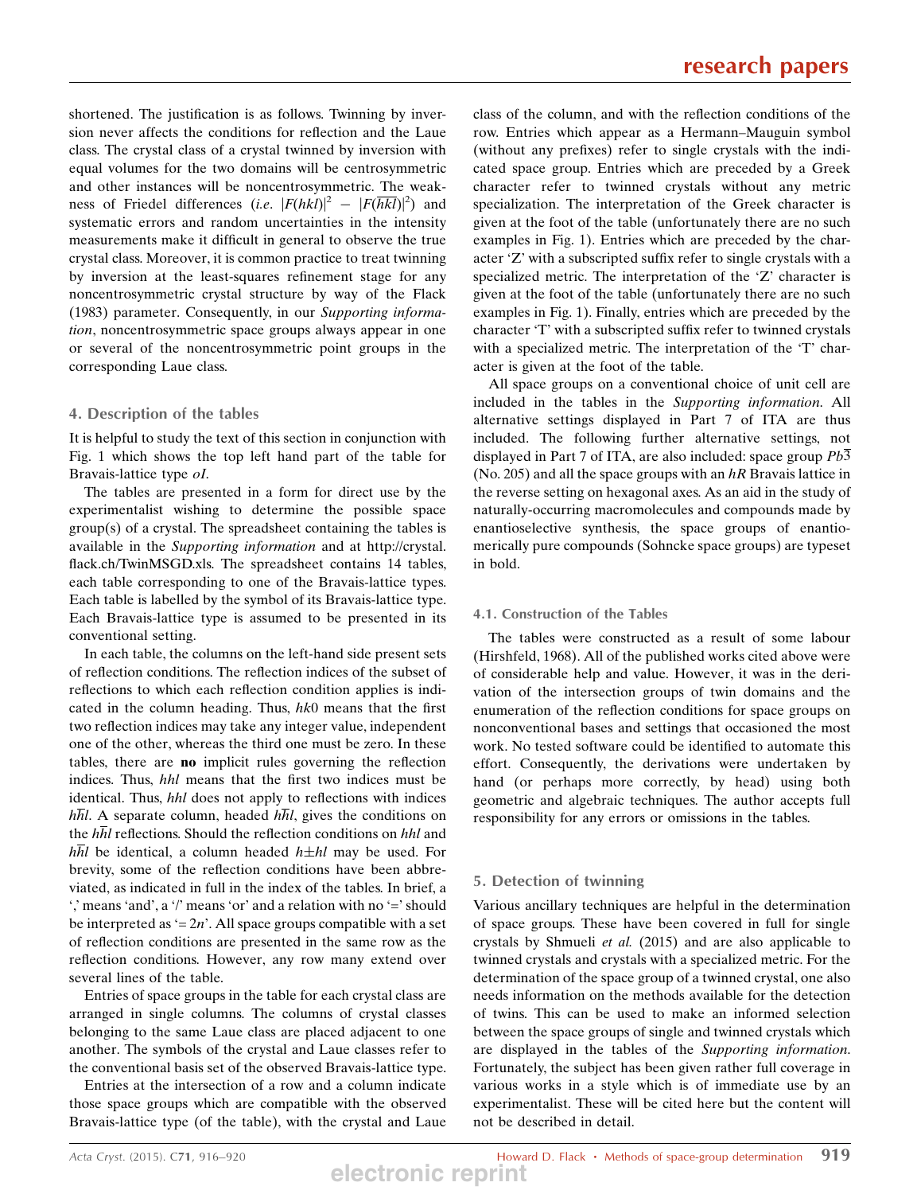shortened. The justification is as follows. Twinning by inversion never affects the conditions for reflection and the Laue class. The crystal class of a crystal twinned by inversion with equal volumes for the two domains will be centrosymmetric and other instances will be noncentrosymmetric. The weakness of Friedel differences (*i.e.* $|F(hkl)|^2 - |F(\overline{h}\overline{k}\overline{l})|^2$) and systematic errors and random uncertainties in the intensity measurements make it difficult in general to observe the true crystal class. Moreover, it is common practice to treat twinning by inversion at the least-squares refinement stage for any noncentrosymmetric crystal structure by way of the Flack (1983) parameter. Consequently, in our *Supporting information*, noncentrosymmetric space groups always appear in one or several of the noncentrosymmetric point groups in the corresponding Laue class.

## 4. Description of the tables

It is helpful to study the text of this section in conjunction with Fig. 1 which shows the top left hand part of the table for Bravais-lattice type *oI*.

The tables are presented in a form for direct use by the experimentalist wishing to determine the possible space group(s) of a crystal. The spreadsheet containing the tables is available in the *Supporting information* and at http://crystal.flack.ch/TwinMSGD.xls. The spreadsheet contains 14 tables, each table corresponding to one of the Bravais-lattice types. Each table is labelled by the symbol of its Bravais-lattice type. Each Bravais-lattice type is assumed to be presented in its conventional setting.

In each table, the columns on the left-hand side present sets of reflection conditions. The reflection indices of the subset of reflections to which each reflection condition applies is indicated in the column heading. Thus, $hk0$ means that the first two reflection indices may take any integer value, independent one of the other, whereas the third one must be zero. In these tables, there are **no** implicit rules governing the reflection indices. Thus, $hhl$ means that the first two indices must be identical. Thus, $hhl$ does not apply to reflections with indices $h\overline{h}l$. A separate column, headed $h\overline{h}l$, gives the conditions on the $h\overline{h}l$ reflections. Should the reflection conditions on $hhl$ and $h\overline{h}l$ be identical, a column headed $h{\pm}hl$ may be used. For brevity, some of the reflection conditions have been abbreviated, as indicated in full in the index of the tables. In brief, a ',' means 'and', a '/' means 'or' and a relation with no '=' should be interpreted as '$= 2n$'. All space groups compatible with a set of reflection conditions are presented in the same row as the reflection conditions. However, any row many extend over several lines of the table.

Entries of space groups in the table for each crystal class are arranged in single columns. The columns of crystal classes belonging to the same Laue class are placed adjacent to one another. The symbols of the crystal and Laue classes refer to the conventional basis set of the observed Bravais-lattice type.

Entries at the intersection of a row and a column indicate those space groups which are compatible with the observed Bravais-lattice type (of the table), with the crystal and Laue class of the column, and with the reflection conditions of the row. Entries which appear as a Hermann–Mauguin symbol (without any prefixes) refer to single crystals with the indicated space group. Entries which are preceded by a Greek character refer to twinned crystals without any metric specialization. The interpretation of the Greek character is given at the foot of the table (unfortunately there are no such examples in Fig. 1). Entries which are preceded by the character 'Z' with a subscripted suffix refer to single crystals with a specialized metric. The interpretation of the 'Z' character is given at the foot of the table (unfortunately there are no such examples in Fig. 1). Finally, entries which are preceded by the character 'T' with a subscripted suffix refer to twinned crystals with a specialized metric. The interpretation of the 'T' character is given at the foot of the table.

All space groups on a conventional choice of unit cell are included in the tables in the *Supporting information*. All alternative settings displayed in Part 7 of ITA are thus included. The following further alternative settings, not displayed in Part 7 of ITA, are also included: space group $Pb\overline{3}$ (No. 205) and all the space groups with an *hR* Bravais lattice in the reverse setting on hexagonal axes. As an aid in the study of naturally-occurring macromolecules and compounds made by enantioselective synthesis, the space groups of enantiomerically pure compounds (Sohncke space groups) are typeset in bold.

### 4.1. Construction of the Tables

The tables were constructed as a result of some labour (Hirshfeld, 1968). All of the published works cited above were of considerable help and value. However, it was in the derivation of the intersection groups of twin domains and the enumeration of the reflection conditions for space groups on nonconventional bases and settings that occasioned the most work. No tested software could be identified to automate this effort. Consequently, the derivations were undertaken by hand (or perhaps more correctly, by head) using both geometric and algebraic techniques. The author accepts full responsibility for any errors or omissions in the tables.

## 5. Detection of twinning

Various ancillary techniques are helpful in the determination of space groups. These have been covered in full for single crystals by Shmueli *et al.* (2015) and are also applicable to twinned crystals and crystals with a specialized metric. For the determination of the space group of a twinned crystal, one also needs information on the methods available for the detection of twins. This can be used to make an informed selection between the space groups of single and twinned crystals which are displayed in the tables of the *Supporting information*. Fortunately, the subject has been given rather full coverage in various works in a style which is of immediate use by an experimentalist. These will be cited here but the content will not be described in detail.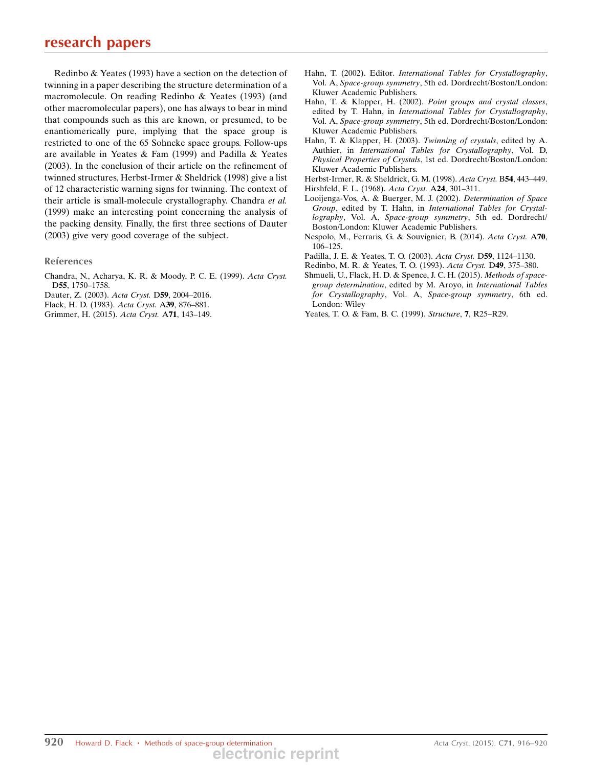Redinbo & Yeates (1993) have a section on the detection of twinning in a paper describing the structure determination of a macromolecule. On reading Redinbo & Yeates (1993) (and other macromolecular papers), one has always to bear in mind that compounds such as this are known, or presumed, to be enantiomerically pure, implying that the space group is restricted to one of the 65 Sohncke space groups. Follow-ups are available in Yeates & Fam (1999) and Padilla & Yeates (2003). In the conclusion of their article on the refinement of twinned structures, Herbst-Irmer & Sheldrick (1998) give a list of 12 characteristic warning signs for twinning. The context of their article is small-molecule crystallography. Chandra *et al.* (1999) make an interesting point concerning the analysis of the packing density. Finally, the first three sections of Dauter (2003) give very good coverage of the subject.

## References

Chandra, N., Acharya, K. R. & Moody, P. C. E. (1999). *Acta Cryst.* D**55**, 1750–1758.

Dauter, Z. (2003). *Acta Cryst.* D**59**, 2004–2016.

Flack, H. D. (1983). *Acta Cryst.* A**39**, 876–881.

Grimmer, H. (2015). *Acta Cryst.* A**71**, 143–149.

Hahn, T. (2002). Editor. *International Tables for Crystallography*, Vol. A, *Space-group symmetry*, 5th ed. Dordrecht/Boston/London: Kluwer Academic Publishers.

Hahn, T. & Klapper, H. (2002). *Point groups and crystal classes*, edited by T. Hahn, in *International Tables for Crystallography*, Vol. A, *Space-group symmetry*, 5th ed. Dordrecht/Boston/London: Kluwer Academic Publishers.

Hahn, T. & Klapper, H. (2003). *Twinning of crystals*, edited by A. Authier, in *International Tables for Crystallography*, Vol. D, *Physical Properties of Crystals*, 1st ed. Dordrecht/Boston/London: Kluwer Academic Publishers.

Herbst-Irmer, R. & Sheldrick, G. M. (1998). *Acta Cryst.* B**54**, 443–449.

Hirshfeld, F. L. (1968). *Acta Cryst.* A**24**, 301–311.

Looijenga-Vos, A. & Buerger, M. J. (2002). *Determination of Space Group*, edited by T. Hahn, in *International Tables for Crystallography*, Vol. A, *Space-group symmetry*, 5th ed. Dordrecht/Boston/London: Kluwer Academic Publishers.

Nespolo, M., Ferraris, G. & Souvignier, B. (2014). *Acta Cryst.* A**70**, 106–125.

Padilla, J. E. & Yeates, T. O. (2003). *Acta Cryst.* D**59**, 1124–1130.

Redinbo, M. R. & Yeates, T. O. (1993). *Acta Cryst.* D**49**, 375–380.

Shmueli, U., Flack, H. D. & Spence, J. C. H. (2015). *Methods of space-group determination*, edited by M. Aroyo, in *International Tables for Crystallography*, Vol. A, *Space-group symmetry*, 6th ed. London: Wiley

Yeates, T. O. & Fam, B. C. (1999). *Structure*, **7**, R25–R29.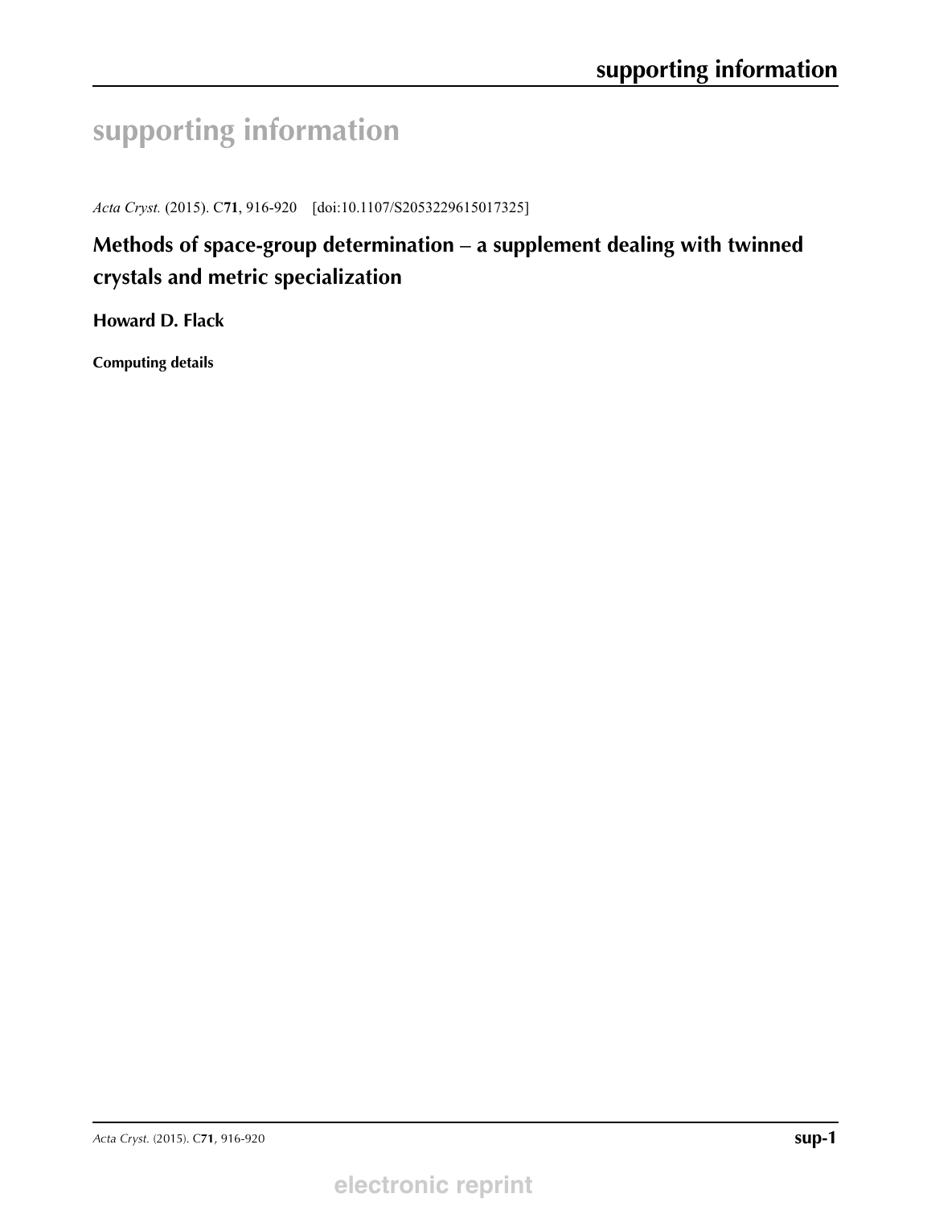# supporting information

*Acta Cryst.* (2015). C**71**, 916-920    [doi:10.1107/S2053229615017325]

## Methods of space-group determination – a supplement dealing with twinned crystals and metric specialization

**Howard D. Flack**

**Computing details**